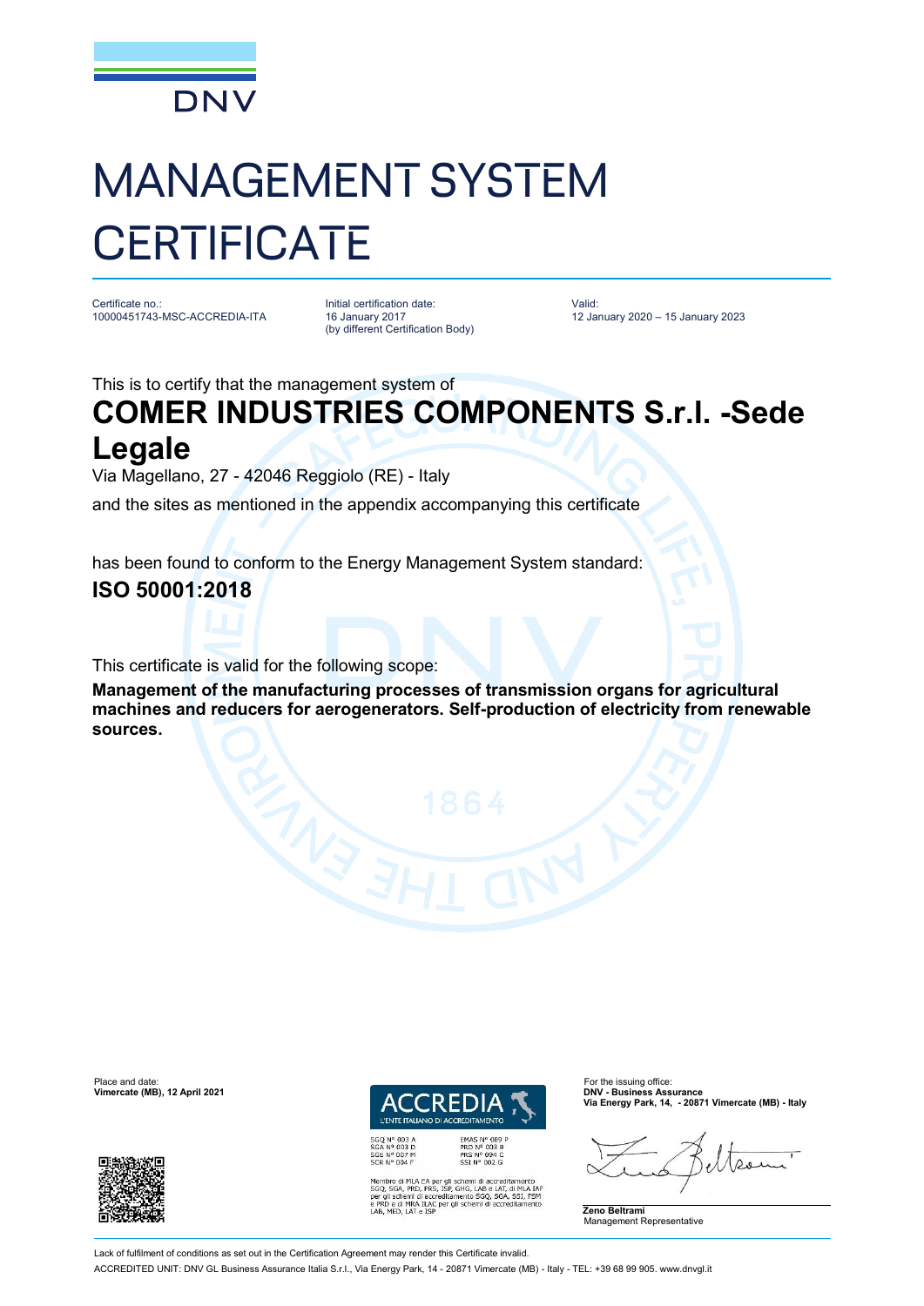DNV

# MANAGEMENT SYSTEM CERTIFICATE

| Certificate no.: | Initial certification date: | Valid: |
|---|---|---|
| 10000451743-MSC-ACCREDIA-ITA | 16 January 2017 (by different Certification Body) | 12 January 2020 – 15 January 2023 |

This is to certify that the management system of

## COMER INDUSTRIES COMPONENTS S.r.l. -Sede Legale

Via Magellano, 27 - 42046 Reggiolo (RE) - Italy

and the sites as mentioned in the appendix accompanying this certificate

has been found to conform to the Energy Management System standard:

## ISO 50001:2018

This certificate is valid for the following scope:

**Management of the manufacturing processes of transmission organs for agricultural machines and reducers for aerogenerators. Self-production of electricity from renewable sources.**

Place and date:
**Vimercate (MB), 12 April 2021**

ACCREDIA
L'ENTE ITALIANO DI ACCREDITAMENTO

SGQ N° 003 A
SGA N° 003 D
SGE N° 007 M
SCR N° 004 F

EMAS N° 009 P
PRD N° 003 B
PRS N° 094 C
SSI N° 002 G

Membro di MLA EA per gli schemi di accreditamento SGQ, SGA, PRD, PRS, ISP, GHG, LAB e LAT, di MLA IAF per gli schemi di accreditamento SGQ, SGA, SSI, FSM e PRD e di MRA ILAC per gli schemi di accreditamento LAB, MED, LAT e ISP

For the issuing office:
**DNV - Business Assurance**
**Via Energy Park, 14, - 20871 Vimercate (MB) - Italy**

**Zeno Beltrami**
Management Representative

Lack of fulfilment of conditions as set out in the Certification Agreement may render this Certificate invalid.

ACCREDITED UNIT: DNV GL Business Assurance Italia S.r.l., Via Energy Park, 14 - 20871 Vimercate (MB) - Italy - TEL: +39 68 99 905. www.dnvgl.it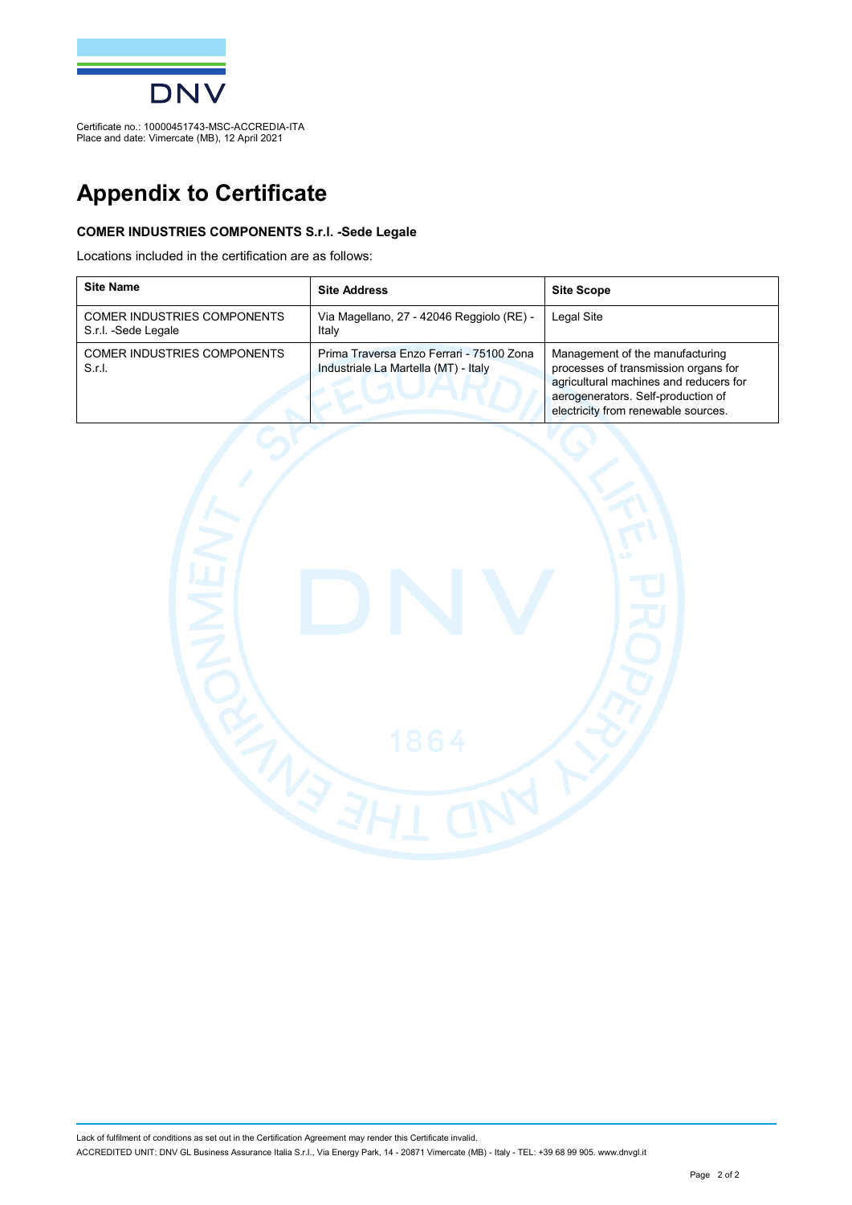Certificate no.: 10000451743-MSC-ACCREDIA-ITA
Place and date: Vimercate (MB), 12 April 2021

# Appendix to Certificate

**COMER INDUSTRIES COMPONENTS S.r.l. -Sede Legale**

Locations included in the certification are as follows:

| Site Name | Site Address | Site Scope |
|---|---|---|
| COMER INDUSTRIES COMPONENTS S.r.l. -Sede Legale | Via Magellano, 27 - 42046 Reggiolo (RE) - Italy | Legal Site |
| COMER INDUSTRIES COMPONENTS S.r.l. | Prima Traversa Enzo Ferrari - 75100 Zona Industriale La Martella (MT) - Italy | Management of the manufacturing processes of transmission organs for agricultural machines and reducers for aerogenerators. Self-production of electricity from renewable sources. |

Lack of fulfilment of conditions as set out in the Certification Agreement may render this Certificate invalid.

ACCREDITED UNIT: DNV GL Business Assurance Italia S.r.l., Via Energy Park, 14 - 20871 Vimercate (MB) - Italy - TEL: +39 68 99 905. www.dnvgl.it